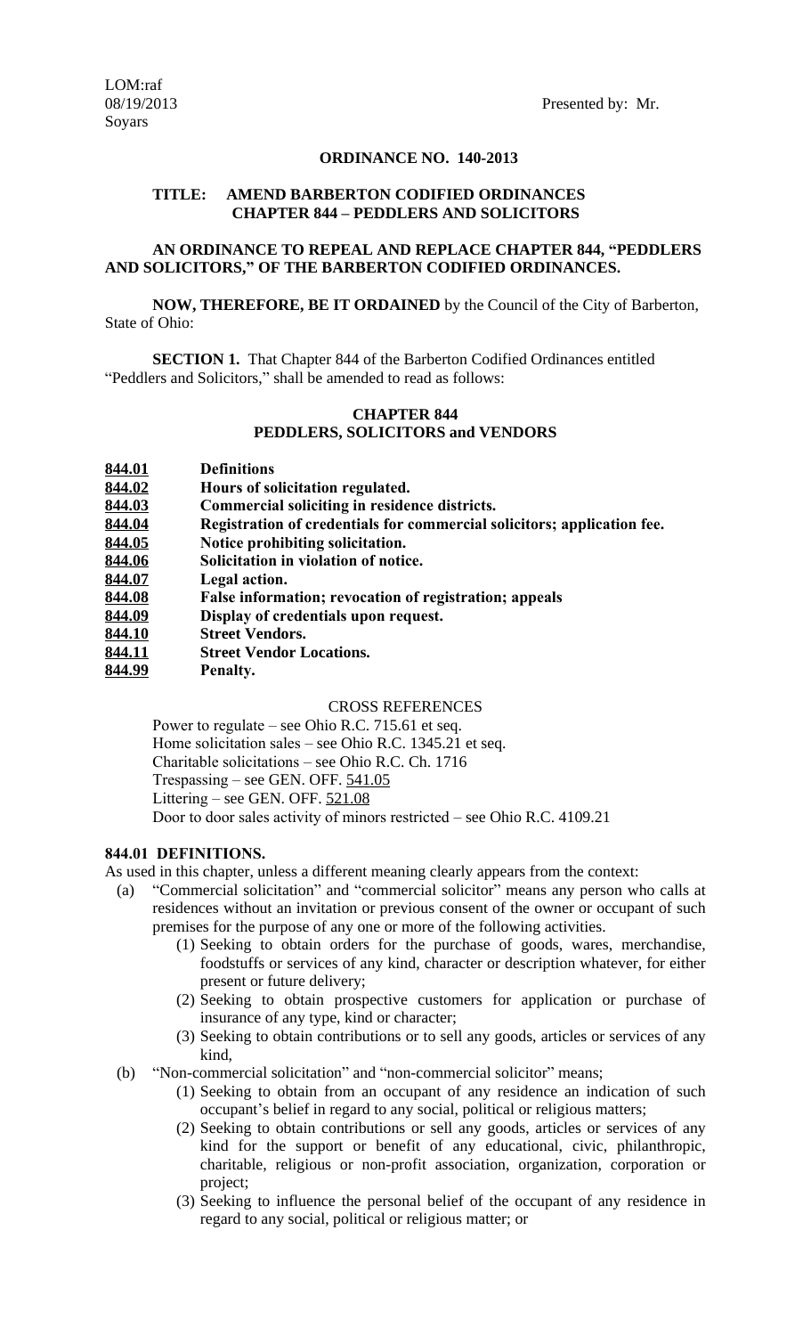LOM:raf
08/19/2013 Presented by: Mr. Soyars

**ORDINANCE NO. 140-2013**

**TITLE: AMEND BARBERTON CODIFIED ORDINANCES CHAPTER 844 – PEDDLERS AND SOLICITORS**

**AN ORDINANCE TO REPEAL AND REPLACE CHAPTER 844, "PEDDLERS AND SOLICITORS," OF THE BARBERTON CODIFIED ORDINANCES.**

**NOW, THEREFORE, BE IT ORDAINED** by the Council of the City of Barberton, State of Ohio:

**SECTION 1.** That Chapter 844 of the Barberton Codified Ordinances entitled "Peddlers and Solicitors," shall be amended to read as follows:

**CHAPTER 844**
**PEDDLERS, SOLICITORS and VENDORS**

| | |
|---|---|
| **844.01** | **Definitions** |
| **844.02** | **Hours of solicitation regulated.** |
| **844.03** | **Commercial soliciting in residence districts.** |
| **844.04** | **Registration of credentials for commercial solicitors; application fee.** |
| **844.05** | **Notice prohibiting solicitation.** |
| **844.06** | **Solicitation in violation of notice.** |
| **844.07** | **Legal action.** |
| **844.08** | **False information; revocation of registration; appeals** |
| **844.09** | **Display of credentials upon request.** |
| **844.10** | **Street Vendors.** |
| **844.11** | **Street Vendor Locations.** |
| **844.99** | **Penalty.** |

CROSS REFERENCES

Power to regulate – see Ohio R.C. 715.61 et seq.
Home solicitation sales – see Ohio R.C. 1345.21 et seq.
Charitable solicitations – see Ohio R.C. Ch. 1716
Trespassing – see GEN. OFF. 541.05
Littering – see GEN. OFF. 521.08
Door to door sales activity of minors restricted – see Ohio R.C. 4109.21

**844.01 DEFINITIONS.**

As used in this chapter, unless a different meaning clearly appears from the context:

(a) "Commercial solicitation" and "commercial solicitor" means any person who calls at residences without an invitation or previous consent of the owner or occupant of such premises for the purpose of any one or more of the following activities.
 (1) Seeking to obtain orders for the purchase of goods, wares, merchandise, foodstuffs or services of any kind, character or description whatever, for either present or future delivery;
 (2) Seeking to obtain prospective customers for application or purchase of insurance of any type, kind or character;
 (3) Seeking to obtain contributions or to sell any goods, articles or services of any kind,

(b) "Non-commercial solicitation" and "non-commercial solicitor" means;
 (1) Seeking to obtain from an occupant of any residence an indication of such occupant's belief in regard to any social, political or religious matters;
 (2) Seeking to obtain contributions or sell any goods, articles or services of any kind for the support or benefit of any educational, civic, philanthropic, charitable, religious or non-profit association, organization, corporation or project;
 (3) Seeking to influence the personal belief of the occupant of any residence in regard to any social, political or religious matter; or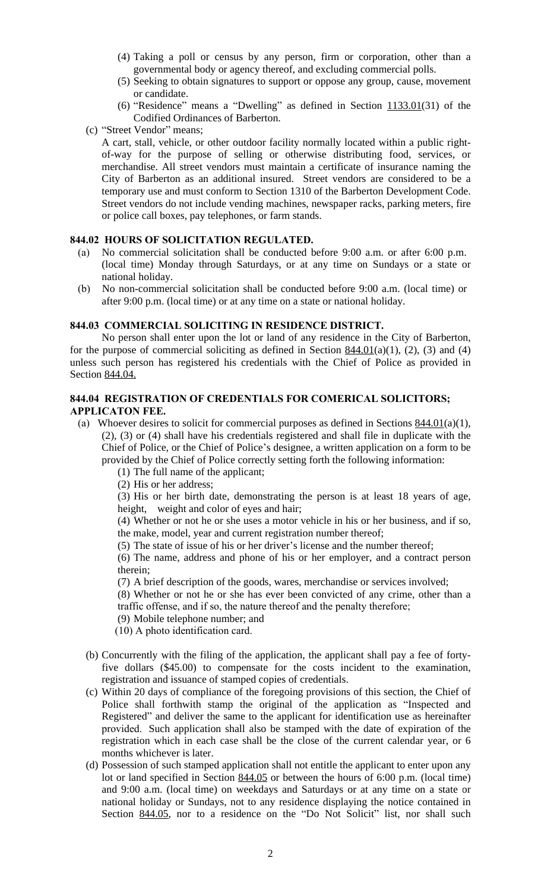(4) Taking a poll or census by any person, firm or corporation, other than a governmental body or agency thereof, and excluding commercial polls.

(5) Seeking to obtain signatures to support or oppose any group, cause, movement or candidate.

(6) "Residence" means a "Dwelling" as defined in Section 1133.01(31) of the Codified Ordinances of Barberton.

(c) "Street Vendor" means;

A cart, stall, vehicle, or other outdoor facility normally located within a public right-of-way for the purpose of selling or otherwise distributing food, services, or merchandise. All street vendors must maintain a certificate of insurance naming the City of Barberton as an additional insured. Street vendors are considered to be a temporary use and must conform to Section 1310 of the Barberton Development Code. Street vendors do not include vending machines, newspaper racks, parking meters, fire or police call boxes, pay telephones, or farm stands.

### 844.02 HOURS OF SOLICITATION REGULATED.

(a) No commercial solicitation shall be conducted before 9:00 a.m. or after 6:00 p.m. (local time) Monday through Saturdays, or at any time on Sundays or a state or national holiday.

(b) No non-commercial solicitation shall be conducted before 9:00 a.m. (local time) or after 9:00 p.m. (local time) or at any time on a state or national holiday.

### 844.03 COMMERCIAL SOLICITING IN RESIDENCE DISTRICT.

No person shall enter upon the lot or land of any residence in the City of Barberton, for the purpose of commercial soliciting as defined in Section 844.01(a)(1), (2), (3) and (4) unless such person has registered his credentials with the Chief of Police as provided in Section 844.04.

### 844.04 REGISTRATION OF CREDENTIALS FOR COMERICAL SOLICITORS; APPLICATON FEE.

(a) Whoever desires to solicit for commercial purposes as defined in Sections 844.01(a)(1), (2), (3) or (4) shall have his credentials registered and shall file in duplicate with the Chief of Police, or the Chief of Police's designee, a written application on a form to be provided by the Chief of Police correctly setting forth the following information:

(1) The full name of the applicant;

(2) His or her address;

(3) His or her birth date, demonstrating the person is at least 18 years of age, height, weight and color of eyes and hair;

(4) Whether or not he or she uses a motor vehicle in his or her business, and if so, the make, model, year and current registration number thereof;

(5) The state of issue of his or her driver's license and the number thereof;

(6) The name, address and phone of his or her employer, and a contract person therein;

(7) A brief description of the goods, wares, merchandise or services involved;

(8) Whether or not he or she has ever been convicted of any crime, other than a traffic offense, and if so, the nature thereof and the penalty therefore;

(9) Mobile telephone number; and

(10) A photo identification card.

(b) Concurrently with the filing of the application, the applicant shall pay a fee of forty-five dollars ($45.00) to compensate for the costs incident to the examination, registration and issuance of stamped copies of credentials.

(c) Within 20 days of compliance of the foregoing provisions of this section, the Chief of Police shall forthwith stamp the original of the application as "Inspected and Registered" and deliver the same to the applicant for identification use as hereinafter provided. Such application shall also be stamped with the date of expiration of the registration which in each case shall be the close of the current calendar year, or 6 months whichever is later.

(d) Possession of such stamped application shall not entitle the applicant to enter upon any lot or land specified in Section 844.05 or between the hours of 6:00 p.m. (local time) and 9:00 a.m. (local time) on weekdays and Saturdays or at any time on a state or national holiday or Sundays, not to any residence displaying the notice contained in Section 844.05, nor to a residence on the "Do Not Solicit" list, nor shall such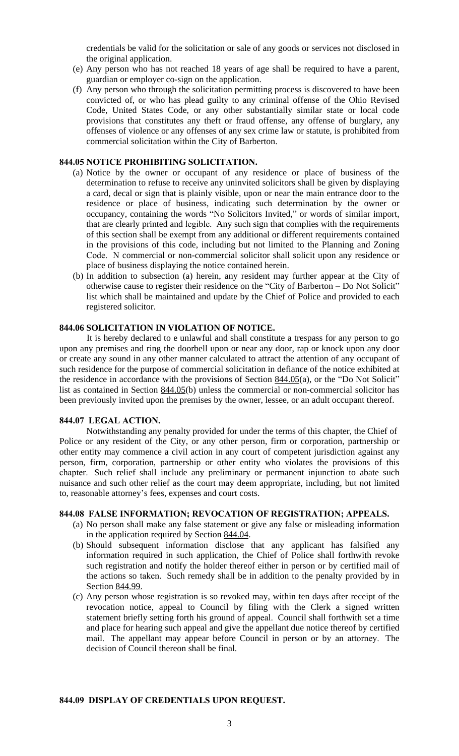credentials be valid for the solicitation or sale of any goods or services not disclosed in the original application.

(e) Any person who has not reached 18 years of age shall be required to have a parent, guardian or employer co-sign on the application.

(f) Any person who through the solicitation permitting process is discovered to have been convicted of, or who has plead guilty to any criminal offense of the Ohio Revised Code, United States Code, or any other substantially similar state or local code provisions that constitutes any theft or fraud offense, any offense of burglary, any offenses of violence or any offenses of any sex crime law or statute, is prohibited from commercial solicitation within the City of Barberton.

### 844.05 NOTICE PROHIBITING SOLICITATION.

(a) Notice by the owner or occupant of any residence or place of business of the determination to refuse to receive any uninvited solicitors shall be given by displaying a card, decal or sign that is plainly visible, upon or near the main entrance door to the residence or place of business, indicating such determination by the owner or occupancy, containing the words "No Solicitors Invited," or words of similar import, that are clearly printed and legible. Any such sign that complies with the requirements of this section shall be exempt from any additional or different requirements contained in the provisions of this code, including but not limited to the Planning and Zoning Code. N commercial or non-commercial solicitor shall solicit upon any residence or place of business displaying the notice contained herein.

(b) In addition to subsection (a) herein, any resident may further appear at the City of otherwise cause to register their residence on the "City of Barberton – Do Not Solicit" list which shall be maintained and update by the Chief of Police and provided to each registered solicitor.

### 844.06 SOLICITATION IN VIOLATION OF NOTICE.

It is hereby declared to e unlawful and shall constitute a trespass for any person to go upon any premises and ring the doorbell upon or near any door, rap or knock upon any door or create any sound in any other manner calculated to attract the attention of any occupant of such residence for the purpose of commercial solicitation in defiance of the notice exhibited at the residence in accordance with the provisions of Section 844.05(a), or the "Do Not Solicit" list as contained in Section 844.05(b) unless the commercial or non-commercial solicitor has been previously invited upon the premises by the owner, lessee, or an adult occupant thereof.

### 844.07 LEGAL ACTION.

Notwithstanding any penalty provided for under the terms of this chapter, the Chief of Police or any resident of the City, or any other person, firm or corporation, partnership or other entity may commence a civil action in any court of competent jurisdiction against any person, firm, corporation, partnership or other entity who violates the provisions of this chapter. Such relief shall include any preliminary or permanent injunction to abate such nuisance and such other relief as the court may deem appropriate, including, but not limited to, reasonable attorney's fees, expenses and court costs.

### 844.08 FALSE INFORMATION; REVOCATION OF REGISTRATION; APPEALS.

(a) No person shall make any false statement or give any false or misleading information in the application required by Section 844.04.

(b) Should subsequent information disclose that any applicant has falsified any information required in such application, the Chief of Police shall forthwith revoke such registration and notify the holder thereof either in person or by certified mail of the actions so taken. Such remedy shall be in addition to the penalty provided by in Section 844.99.

(c) Any person whose registration is so revoked may, within ten days after receipt of the revocation notice, appeal to Council by filing with the Clerk a signed written statement briefly setting forth his ground of appeal. Council shall forthwith set a time and place for hearing such appeal and give the appellant due notice thereof by certified mail. The appellant may appear before Council in person or by an attorney. The decision of Council thereon shall be final.

### 844.09 DISPLAY OF CREDENTIALS UPON REQUEST.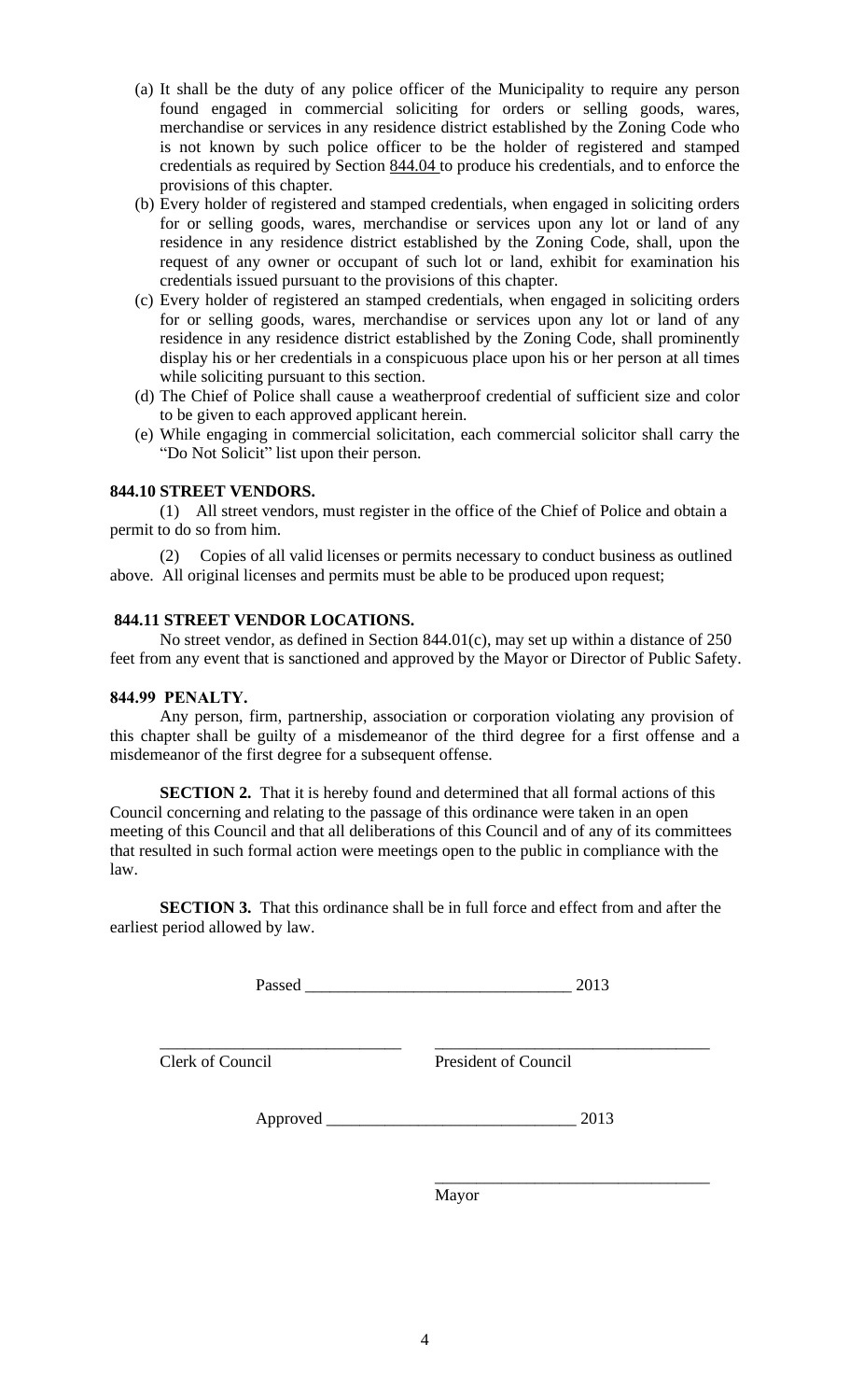(a) It shall be the duty of any police officer of the Municipality to require any person found engaged in commercial soliciting for orders or selling goods, wares, merchandise or services in any residence district established by the Zoning Code who is not known by such police officer to be the holder of registered and stamped credentials as required by Section 844.04 to produce his credentials, and to enforce the provisions of this chapter.

(b) Every holder of registered and stamped credentials, when engaged in soliciting orders for or selling goods, wares, merchandise or services upon any lot or land of any residence in any residence district established by the Zoning Code, shall, upon the request of any owner or occupant of such lot or land, exhibit for examination his credentials issued pursuant to the provisions of this chapter.

(c) Every holder of registered an stamped credentials, when engaged in soliciting orders for or selling goods, wares, merchandise or services upon any lot or land of any residence in any residence district established by the Zoning Code, shall prominently display his or her credentials in a conspicuous place upon his or her person at all times while soliciting pursuant to this section.

(d) The Chief of Police shall cause a weatherproof credential of sufficient size and color to be given to each approved applicant herein.

(e) While engaging in commercial solicitation, each commercial solicitor shall carry the "Do Not Solicit" list upon their person.

**844.10 STREET VENDORS.**

(1) All street vendors, must register in the office of the Chief of Police and obtain a permit to do so from him.

(2) Copies of all valid licenses or permits necessary to conduct business as outlined above. All original licenses and permits must be able to be produced upon request;

**844.11 STREET VENDOR LOCATIONS.**

No street vendor, as defined in Section 844.01(c), may set up within a distance of 250 feet from any event that is sanctioned and approved by the Mayor or Director of Public Safety.

**844.99 PENALTY.**

Any person, firm, partnership, association or corporation violating any provision of this chapter shall be guilty of a misdemeanor of the third degree for a first offense and a misdemeanor of the first degree for a subsequent offense.

**SECTION 2.** That it is hereby found and determined that all formal actions of this Council concerning and relating to the passage of this ordinance were taken in an open meeting of this Council and that all deliberations of this Council and of any of its committees that resulted in such formal action were meetings open to the public in compliance with the law.

**SECTION 3.** That this ordinance shall be in full force and effect from and after the earliest period allowed by law.

Passed ________________________________ 2013

_____________________________ _________________________________

Clerk of Council President of Council

Approved ______________________________ 2013

_________________________________

Mayor